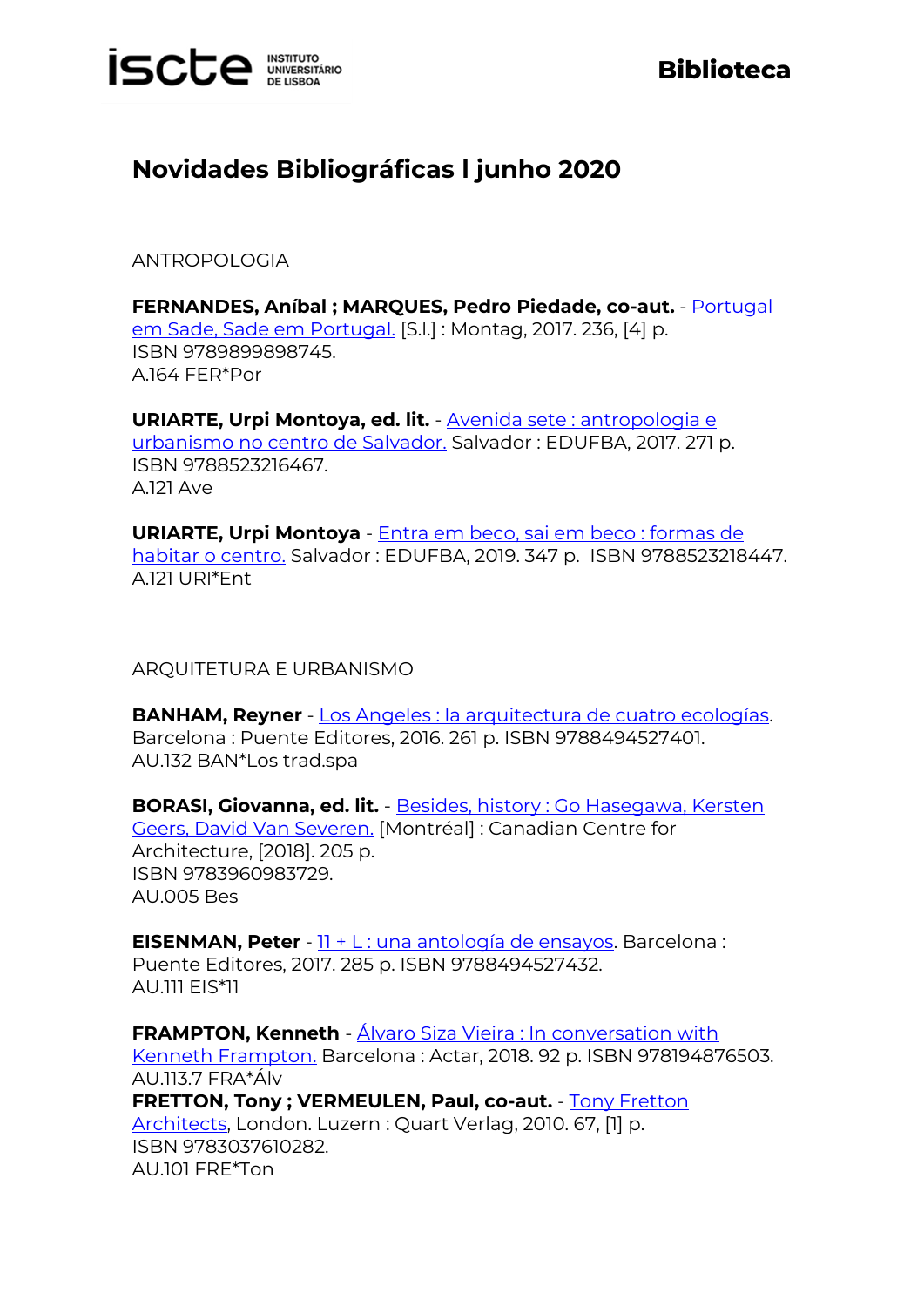# Novidades Bibliográficas l junho 2020

ANTROPOLOGIA

**FERNANDES, Aníbal ; MARQUES, Pedro Piedade, co-aut.** - Portugal em Sade, Sade em Portugal. [S.l.] : Montag, 2017. 236, [4] p.
ISBN 9789899898745.
A.164 FER*Por

**URIARTE, Urpi Montoya, ed. lit.** - Avenida sete : antropologia e urbanismo no centro de Salvador. Salvador : EDUFBA, 2017. 271 p.
ISBN 9788523216467.
A.121 Ave

**URIARTE, Urpi Montoya** - Entra em beco, sai em beco : formas de habitar o centro. Salvador : EDUFBA, 2019. 347 p. ISBN 9788523218447.
A.121 URI*Ent

ARQUITETURA E URBANISMO

**BANHAM, Reyner** - Los Angeles : la arquitectura de cuatro ecologías. Barcelona : Puente Editores, 2016. 261 p. ISBN 9788494527401.
AU.132 BAN*Los trad.spa

**BORASI, Giovanna, ed. lit.** - Besides, history : Go Hasegawa, Kersten Geers, David Van Severen. [Montréal] : Canadian Centre for Architecture, [2018]. 205 p.
ISBN 9783960983729.
AU.005 Bes

**EISENMAN, Peter** - 11 + L : una antología de ensayos. Barcelona : Puente Editores, 2017. 285 p. ISBN 9788494527432.
AU.111 EIS*11

**FRAMPTON, Kenneth** - Álvaro Siza Vieira : In conversation with Kenneth Frampton. Barcelona : Actar, 2018. 92 p. ISBN 978194876503.
AU.113.7 FRA*Álv

**FRETTON, Tony ; VERMEULEN, Paul, co-aut.** - Tony Fretton Architects, London. Luzern : Quart Verlag, 2010. 67, [1] p.
ISBN 9783037610282.
AU.101 FRE*Ton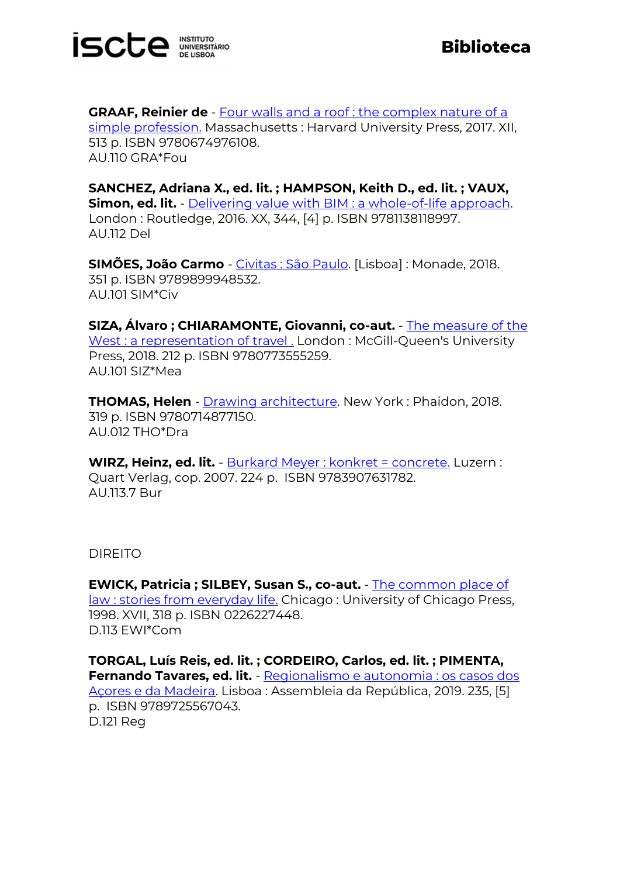**GRAAF, Reinier de** - Four walls and a roof : the complex nature of a simple profession. Massachusetts : Harvard University Press, 2017. XII, 513 p. ISBN 9780674976108.
AU.110 GRA*Fou

**SANCHEZ, Adriana X., ed. lit. ; HAMPSON, Keith D., ed. lit. ; VAUX, Simon, ed. lit.** - Delivering value with BIM : a whole-of-life approach. London : Routledge, 2016. XX, 344, [4] p. ISBN 9781138118997.
AU.112 Del

**SIMÕES, João Carmo** - Civitas : São Paulo. [Lisboa] : Monade, 2018. 351 p. ISBN 9789899948532.
AU.101 SIM*Civ

**SIZA, Álvaro ; CHIARAMONTE, Giovanni, co-aut.** - The measure of the West : a representation of travel . London : McGill-Queen's University Press, 2018. 212 p. ISBN 9780773555259.
AU.101 SIZ*Mea

**THOMAS, Helen** - Drawing architecture. New York : Phaidon, 2018. 319 p. ISBN 9780714877150.
AU.012 THO*Dra

**WIRZ, Heinz, ed. lit.** - Burkard Meyer : konkret = concrete. Luzern : Quart Verlag, cop. 2007. 224 p. ISBN 9783907631782.
AU.113.7 Bur

DIREITO

**EWICK, Patricia ; SILBEY, Susan S., co-aut.** - The common place of law : stories from everyday life. Chicago : University of Chicago Press, 1998. XVII, 318 p. ISBN 0226227448.
D.113 EWI*Com

**TORGAL, Luís Reis, ed. lit. ; CORDEIRO, Carlos, ed. lit. ; PIMENTA, Fernando Tavares, ed. lit.** - Regionalismo e autonomia : os casos dos Açores e da Madeira. Lisboa : Assembleia da República, 2019. 235, [5] p. ISBN 9789725567043.
D.121 Reg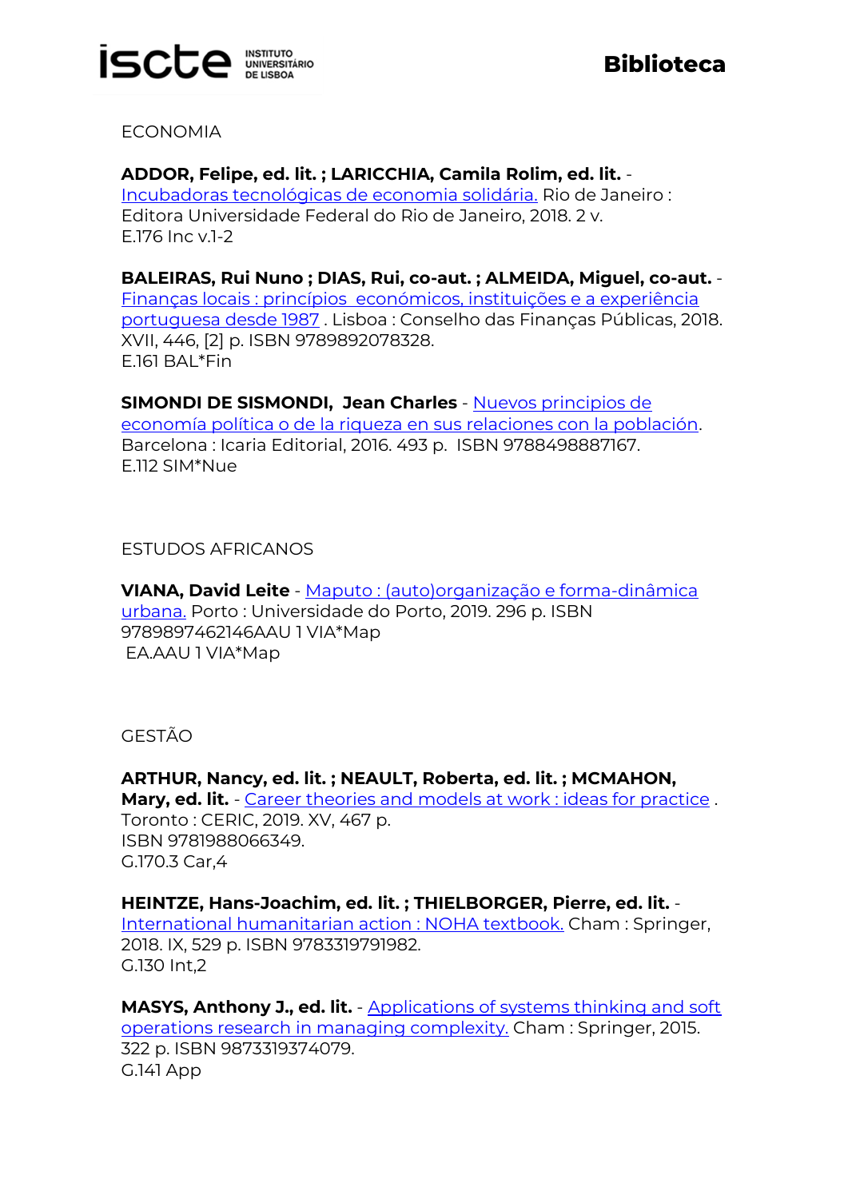ECONOMIA

**ADDOR, Felipe, ed. lit. ; LARICCHIA, Camila Rolim, ed. lit.** - Incubadoras tecnológicas de economia solidária. Rio de Janeiro : Editora Universidade Federal do Rio de Janeiro, 2018. 2 v.
E.176 Inc v.1-2

**BALEIRAS, Rui Nuno ; DIAS, Rui, co-aut. ; ALMEIDA, Miguel, co-aut.** - Finanças locais : princípios económicos, instituições e a experiência portuguesa desde 1987 . Lisboa : Conselho das Finanças Públicas, 2018. XVII, 446, [2] p. ISBN 9789892078328.
E.161 BAL*Fin

**SIMONDI DE SISMONDI, Jean Charles** - Nuevos principios de economía política o de la riqueza en sus relaciones con la población. Barcelona : Icaria Editorial, 2016. 493 p. ISBN 9788498887167.
E.112 SIM*Nue

ESTUDOS AFRICANOS

**VIANA, David Leite** - Maputo : (auto)organização e forma-dinâmica urbana. Porto : Universidade do Porto, 2019. 296 p. ISBN 9789897462146AAU 1 VIA*Map
EA.AAU 1 VIA*Map

GESTÃO

**ARTHUR, Nancy, ed. lit. ; NEAULT, Roberta, ed. lit. ; MCMAHON, Mary, ed. lit.** - Career theories and models at work : ideas for practice . Toronto : CERIC, 2019. XV, 467 p.
ISBN 9781988066349.
G.170.3 Car,4

**HEINTZE, Hans-Joachim, ed. lit. ; THIELBORGER, Pierre, ed. lit.** - International humanitarian action : NOHA textbook. Cham : Springer, 2018. IX, 529 p. ISBN 9783319791982.
G.130 Int,2

**MASYS, Anthony J., ed. lit.** - Applications of systems thinking and soft operations research in managing complexity. Cham : Springer, 2015. 322 p. ISBN 9873319374079.
G.141 App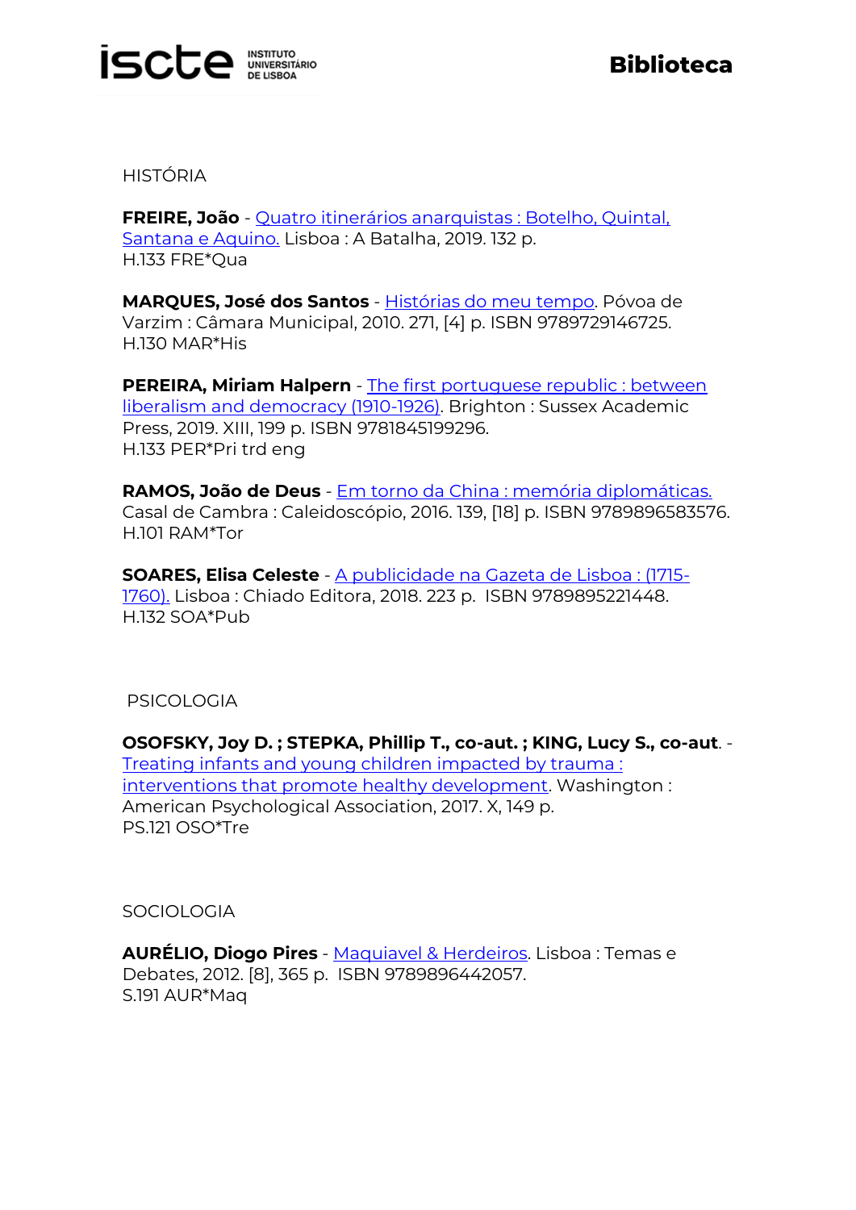## HISTÓRIA

**FREIRE, João** - Quatro itinerários anarquistas : Botelho, Quintal, Santana e Aquino. Lisboa : A Batalha, 2019. 132 p.
H.133 FRE*Qua

**MARQUES, José dos Santos** - Histórias do meu tempo. Póvoa de Varzim : Câmara Municipal, 2010. 271, [4] p. ISBN 9789729146725.
H.130 MAR*His

**PEREIRA, Miriam Halpern** - The first portuguese republic : between liberalism and democracy (1910-1926). Brighton : Sussex Academic Press, 2019. XIII, 199 p. ISBN 9781845199296.
H.133 PER*Pri trd eng

**RAMOS, João de Deus** - Em torno da China : memória diplomáticas. Casal de Cambra : Caleidoscópio, 2016. 139, [18] p. ISBN 9789896583576.
H.101 RAM*Tor

**SOARES, Elisa Celeste** - A publicidade na Gazeta de Lisboa : (1715-1760). Lisboa : Chiado Editora, 2018. 223 p. ISBN 9789895221448.
H.132 SOA*Pub

## PSICOLOGIA

**OSOFSKY, Joy D. ; STEPKA, Phillip T., co-aut. ; KING, Lucy S., co-aut**. - Treating infants and young children impacted by trauma : interventions that promote healthy development. Washington : American Psychological Association, 2017. X, 149 p.
PS.121 OSO*Tre

## SOCIOLOGIA

**AURÉLIO, Diogo Pires** - Maquiavel & Herdeiros. Lisboa : Temas e Debates, 2012. [8], 365 p. ISBN 9789896442057.
S.191 AUR*Maq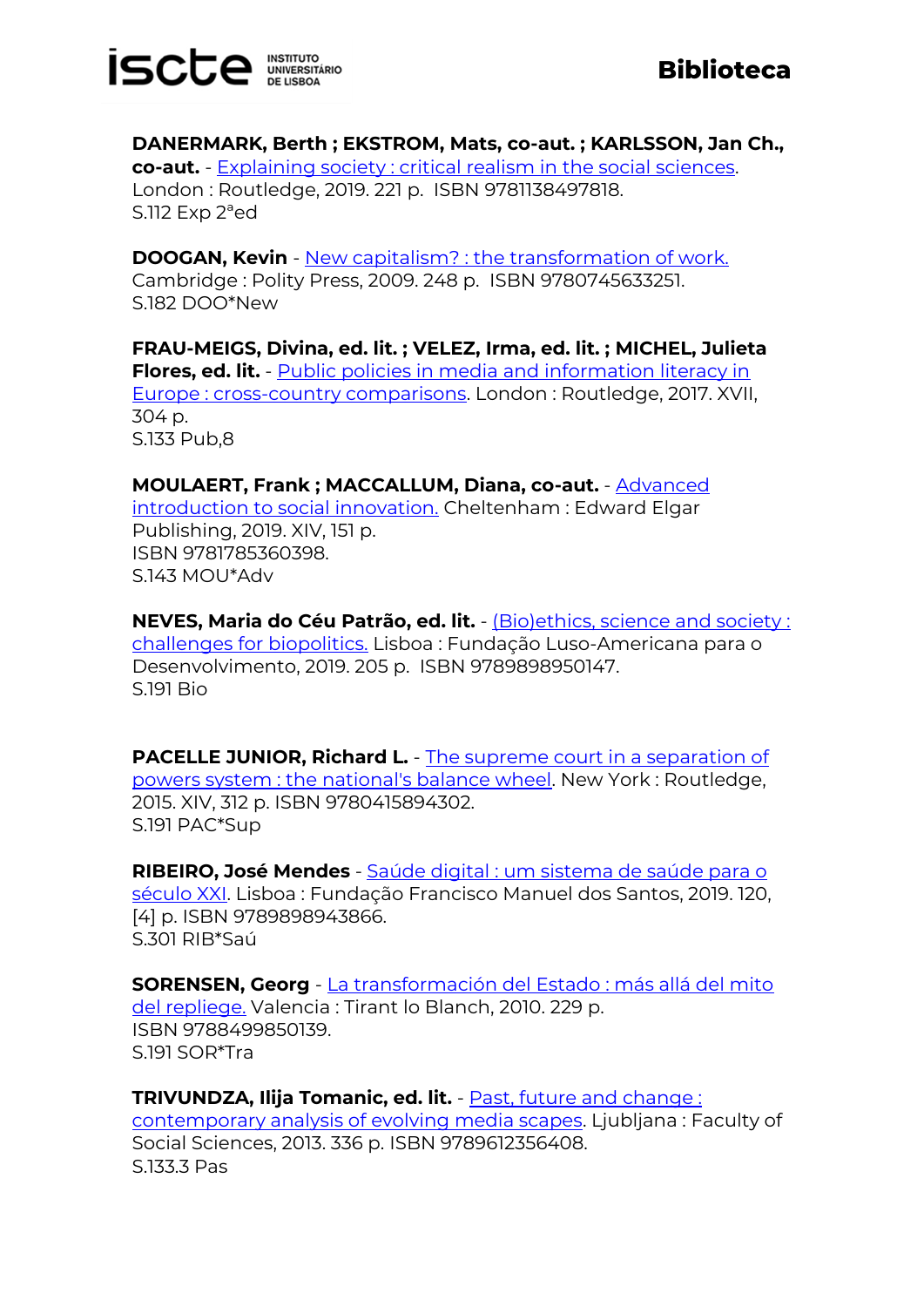**DANERMARK, Berth ; EKSTROM, Mats, co-aut. ; KARLSSON, Jan Ch., co-aut.** - Explaining society : critical realism in the social sciences. London : Routledge, 2019. 221 p. ISBN 9781138497818.
S.112 Exp 2ªed

**DOOGAN, Kevin** - New capitalism? : the transformation of work. Cambridge : Polity Press, 2009. 248 p. ISBN 9780745633251.
S.182 DOO*New

**FRAU-MEIGS, Divina, ed. lit. ; VELEZ, Irma, ed. lit. ; MICHEL, Julieta Flores, ed. lit.** - Public policies in media and information literacy in Europe : cross-country comparisons. London : Routledge, 2017. XVII, 304 p.
S.133 Pub,8

**MOULAERT, Frank ; MACCALLUM, Diana, co-aut.** - Advanced introduction to social innovation. Cheltenham : Edward Elgar Publishing, 2019. XIV, 151 p.
ISBN 9781785360398.
S.143 MOU*Adv

**NEVES, Maria do Céu Patrão, ed. lit.** - (Bio)ethics, science and society : challenges for biopolitics. Lisboa : Fundação Luso-Americana para o Desenvolvimento, 2019. 205 p. ISBN 9789898950147.
S.191 Bio

**PACELLE JUNIOR, Richard L.** - The supreme court in a separation of powers system : the national's balance wheel. New York : Routledge, 2015. XIV, 312 p. ISBN 9780415894302.
S.191 PAC*Sup

**RIBEIRO, José Mendes** - Saúde digital : um sistema de saúde para o século XXI. Lisboa : Fundação Francisco Manuel dos Santos, 2019. 120, [4] p. ISBN 9789898943866.
S.301 RIB*Saú

**SORENSEN, Georg** - La transformación del Estado : más allá del mito del repliege. Valencia : Tirant lo Blanch, 2010. 229 p.
ISBN 9788499850139.
S.191 SOR*Tra

**TRIVUNDZA, Ilija Tomanic, ed. lit.** - Past, future and change : contemporary analysis of evolving media scapes. Ljubljana : Faculty of Social Sciences, 2013. 336 p. ISBN 9789612356408.
S.133.3 Pas